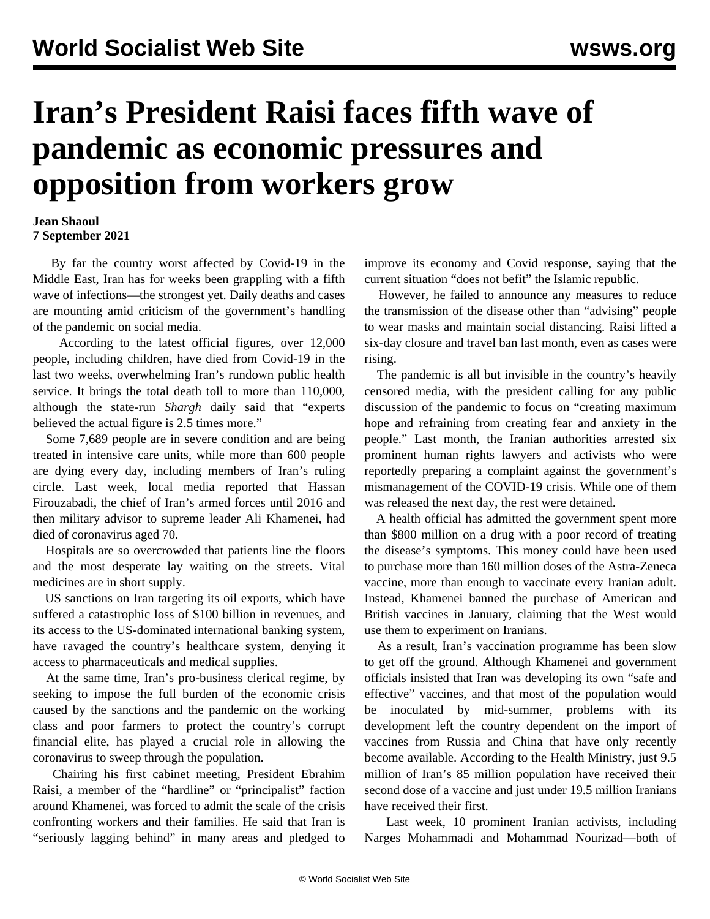# Iran's President Raisi faces fifth wave of pandemic as economic pressures and opposition from workers grow

**Jean Shaoul**
**7 September 2021**

By far the country worst affected by Covid-19 in the Middle East, Iran has for weeks been grappling with a fifth wave of infections—the strongest yet. Daily deaths and cases are mounting amid criticism of the government's handling of the pandemic on social media.

According to the latest official figures, over 12,000 people, including children, have died from Covid-19 in the last two weeks, overwhelming Iran's rundown public health service. It brings the total death toll to more than 110,000, although the state-run *Shargh* daily said that "experts believed the actual figure is 2.5 times more."

Some 7,689 people are in severe condition and are being treated in intensive care units, while more than 600 people are dying every day, including members of Iran's ruling circle. Last week, local media reported that Hassan Firouzabadi, the chief of Iran's armed forces until 2016 and then military advisor to supreme leader Ali Khamenei, had died of coronavirus aged 70.

Hospitals are so overcrowded that patients line the floors and the most desperate lay waiting on the streets. Vital medicines are in short supply.

US sanctions on Iran targeting its oil exports, which have suffered a catastrophic loss of $100 billion in revenues, and its access to the US-dominated international banking system, have ravaged the country's healthcare system, denying it access to pharmaceuticals and medical supplies.

At the same time, Iran's pro-business clerical regime, by seeking to impose the full burden of the economic crisis caused by the sanctions and the pandemic on the working class and poor farmers to protect the country's corrupt financial elite, has played a crucial role in allowing the coronavirus to sweep through the population.

Chairing his first cabinet meeting, President Ebrahim Raisi, a member of the "hardline" or "principalist" faction around Khamenei, was forced to admit the scale of the crisis confronting workers and their families. He said that Iran is "seriously lagging behind" in many areas and pledged to improve its economy and Covid response, saying that the current situation "does not befit" the Islamic republic.

However, he failed to announce any measures to reduce the transmission of the disease other than "advising" people to wear masks and maintain social distancing. Raisi lifted a six-day closure and travel ban last month, even as cases were rising.

The pandemic is all but invisible in the country's heavily censored media, with the president calling for any public discussion of the pandemic to focus on "creating maximum hope and refraining from creating fear and anxiety in the people." Last month, the Iranian authorities arrested six prominent human rights lawyers and activists who were reportedly preparing a complaint against the government's mismanagement of the COVID-19 crisis. While one of them was released the next day, the rest were detained.

A health official has admitted the government spent more than $800 million on a drug with a poor record of treating the disease's symptoms. This money could have been used to purchase more than 160 million doses of the Astra-Zeneca vaccine, more than enough to vaccinate every Iranian adult. Instead, Khamenei banned the purchase of American and British vaccines in January, claiming that the West would use them to experiment on Iranians.

As a result, Iran's vaccination programme has been slow to get off the ground. Although Khamenei and government officials insisted that Iran was developing its own "safe and effective" vaccines, and that most of the population would be inoculated by mid-summer, problems with its development left the country dependent on the import of vaccines from Russia and China that have only recently become available. According to the Health Ministry, just 9.5 million of Iran's 85 million population have received their second dose of a vaccine and just under 19.5 million Iranians have received their first.

Last week, 10 prominent Iranian activists, including Narges Mohammadi and Mohammad Nourizad—both of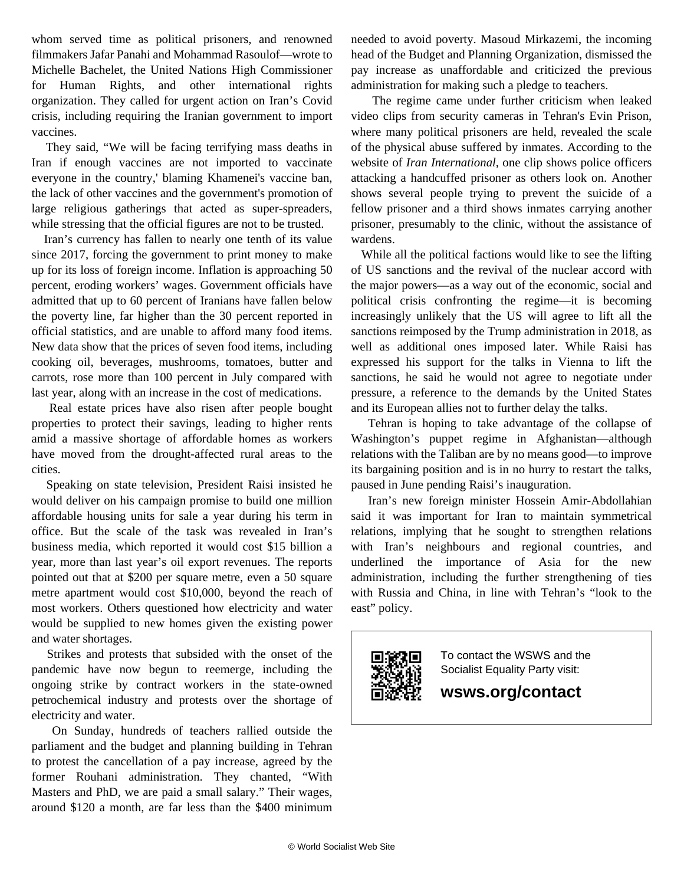whom served time as political prisoners, and renowned filmmakers Jafar Panahi and Mohammad Rasoulof—wrote to Michelle Bachelet, the United Nations High Commissioner for Human Rights, and other international rights organization. They called for urgent action on Iran's Covid crisis, including requiring the Iranian government to import vaccines.

They said, "We will be facing terrifying mass deaths in Iran if enough vaccines are not imported to vaccinate everyone in the country,' blaming Khamenei's vaccine ban, the lack of other vaccines and the government's promotion of large religious gatherings that acted as super-spreaders, while stressing that the official figures are not to be trusted.

Iran's currency has fallen to nearly one tenth of its value since 2017, forcing the government to print money to make up for its loss of foreign income. Inflation is approaching 50 percent, eroding workers' wages. Government officials have admitted that up to 60 percent of Iranians have fallen below the poverty line, far higher than the 30 percent reported in official statistics, and are unable to afford many food items. New data show that the prices of seven food items, including cooking oil, beverages, mushrooms, tomatoes, butter and carrots, rose more than 100 percent in July compared with last year, along with an increase in the cost of medications.

Real estate prices have also risen after people bought properties to protect their savings, leading to higher rents amid a massive shortage of affordable homes as workers have moved from the drought-affected rural areas to the cities.

Speaking on state television, President Raisi insisted he would deliver on his campaign promise to build one million affordable housing units for sale a year during his term in office. But the scale of the task was revealed in Iran's business media, which reported it would cost $15 billion a year, more than last year's oil export revenues. The reports pointed out that at $200 per square metre, even a 50 square metre apartment would cost $10,000, beyond the reach of most workers. Others questioned how electricity and water would be supplied to new homes given the existing power and water shortages.

Strikes and protests that subsided with the onset of the pandemic have now begun to reemerge, including the ongoing strike by contract workers in the state-owned petrochemical industry and protests over the shortage of electricity and water.

On Sunday, hundreds of teachers rallied outside the parliament and the budget and planning building in Tehran to protest the cancellation of a pay increase, agreed by the former Rouhani administration. They chanted, "With Masters and PhD, we are paid a small salary." Their wages, around $120 a month, are far less than the $400 minimum needed to avoid poverty. Masoud Mirkazemi, the incoming head of the Budget and Planning Organization, dismissed the pay increase as unaffordable and criticized the previous administration for making such a pledge to teachers.

The regime came under further criticism when leaked video clips from security cameras in Tehran's Evin Prison, where many political prisoners are held, revealed the scale of the physical abuse suffered by inmates. According to the website of *Iran International*, one clip shows police officers attacking a handcuffed prisoner as others look on. Another shows several people trying to prevent the suicide of a fellow prisoner and a third shows inmates carrying another prisoner, presumably to the clinic, without the assistance of wardens.

While all the political factions would like to see the lifting of US sanctions and the revival of the nuclear accord with the major powers—as a way out of the economic, social and political crisis confronting the regime—it is becoming increasingly unlikely that the US will agree to lift all the sanctions reimposed by the Trump administration in 2018, as well as additional ones imposed later. While Raisi has expressed his support for the talks in Vienna to lift the sanctions, he said he would not agree to negotiate under pressure, a reference to the demands by the United States and its European allies not to further delay the talks.

Tehran is hoping to take advantage of the collapse of Washington's puppet regime in Afghanistan—although relations with the Taliban are by no means good—to improve its bargaining position and is in no hurry to restart the talks, paused in June pending Raisi's inauguration.

Iran's new foreign minister Hossein Amir-Abdollahian said it was important for Iran to maintain symmetrical relations, implying that he sought to strengthen relations with Iran's neighbours and regional countries, and underlined the importance of Asia for the new administration, including the further strengthening of ties with Russia and China, in line with Tehran's "look to the east" policy.

To contact the WSWS and the Socialist Equality Party visit:

**wsws.org/contact**